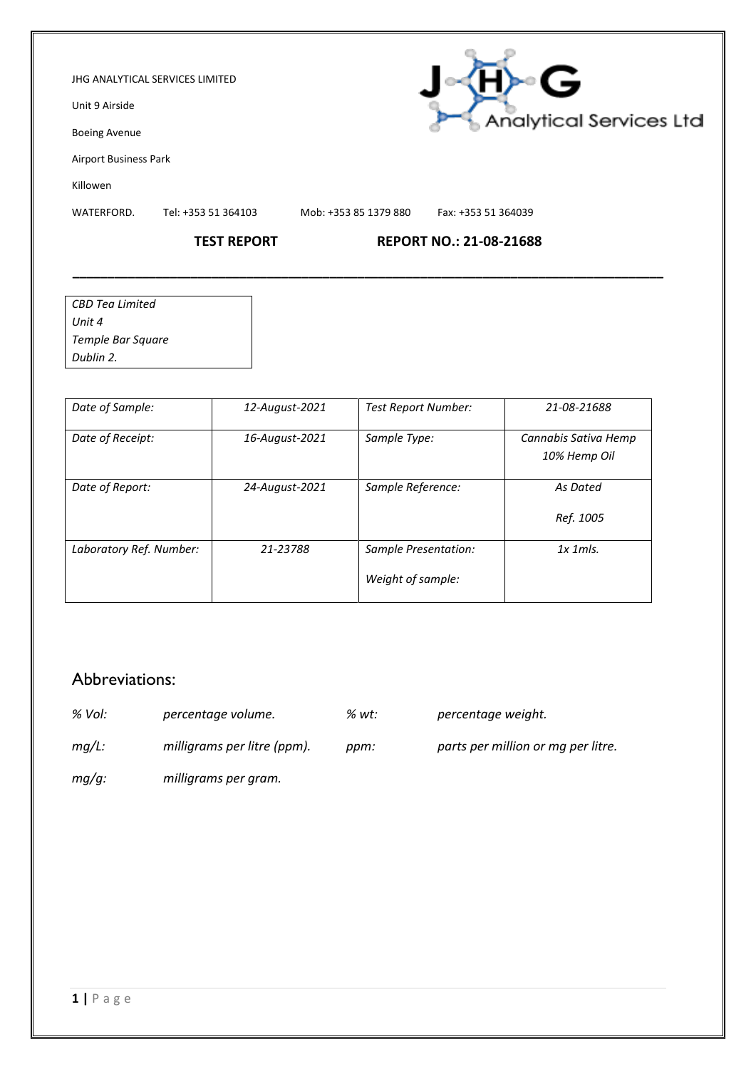JHG ANALYTICAL SERVICES LIMITED

Unit 9 Airside

Boeing Avenue

Airport Business Park

Killowen

WATERFORD. Tel: +353 51 364103 Mob: +353 85 1379 880 Fax: +353 51 364039

JHG Analytical Services Ltd

**TEST REPORT** **REPORT NO.: 21-08-21688**

---

*CBD Tea Limited*
*Unit 4*
*Temple Bar Square*
*Dublin 2.*

| | | | |
|---|---|---|---|
| *Date of Sample:* | *12-August-2021* | *Test Report Number:* | *21-08-21688* |
| *Date of Receipt:* | *16-August-2021* | *Sample Type:* | *Cannabis Sativa Hemp 10% Hemp Oil* |
| *Date of Report:* | *24-August-2021* | *Sample Reference:* | *As Dated* <br> *Ref. 1005* |
| *Laboratory Ref. Number:* | *21-23788* | *Sample Presentation:* <br> *Weight of sample:* | *1x 1mls.* |

## Abbreviations:

| | | | |
|---|---|---|---|
| *% Vol:* | *percentage volume.* | *% wt:* | *percentage weight.* |
| *mg/L:* | *milligrams per litre (ppm).* | *ppm:* | *parts per million or mg per litre.* |
| *mg/g:* | *milligrams per gram.* | | |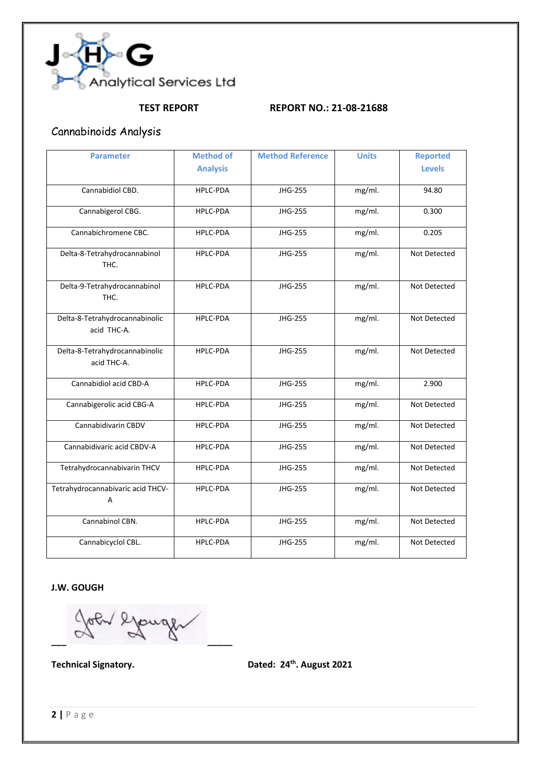JHG Analytical Services Ltd

**TEST REPORT** **REPORT NO.: 21-08-21688**

## Cannabinoids Analysis

| Parameter | Method of Analysis | Method Reference | Units | Reported Levels |
|---|---|---|---|---|
| Cannabidiol CBD. | HPLC-PDA | JHG-255 | mg/ml. | 94.80 |
| Cannabigerol CBG. | HPLC-PDA | JHG-255 | mg/ml. | 0.300 |
| Cannabichromene CBC. | HPLC-PDA | JHG-255 | mg/ml. | 0.205 |
| Delta-8-Tetrahydrocannabinol THC. | HPLC-PDA | JHG-255 | mg/ml. | Not Detected |
| Delta-9-Tetrahydrocannabinol THC. | HPLC-PDA | JHG-255 | mg/ml. | Not Detected |
| Delta-8-Tetrahydrocannabinolic acid THC-A. | HPLC-PDA | JHG-255 | mg/ml. | Not Detected |
| Delta-8-Tetrahydrocannabinolic acid THC-A. | HPLC-PDA | JHG-255 | mg/ml. | Not Detected |
| Cannabidiol acid CBD-A | HPLC-PDA | JHG-255 | mg/ml. | 2.900 |
| Cannabigerolic acid CBG-A | HPLC-PDA | JHG-255 | mg/ml. | Not Detected |
| Cannabidivarin CBDV | HPLC-PDA | JHG-255 | mg/ml. | Not Detected |
| Cannabidivaric acid CBDV-A | HPLC-PDA | JHG-255 | mg/ml. | Not Detected |
| Tetrahydrocannabivarin THCV | HPLC-PDA | JHG-255 | mg/ml. | Not Detected |
| Tetrahydrocannabivaric acid THCV-A | HPLC-PDA | JHG-255 | mg/ml. | Not Detected |
| Cannabinol CBN. | HPLC-PDA | JHG-255 | mg/ml. | Not Detected |
| Cannabicyclol CBL. | HPLC-PDA | JHG-255 | mg/ml. | Not Detected |

**J.W. GOUGH**

John Gough

**Technical Signatory.** **Dated: 24th. August 2021**